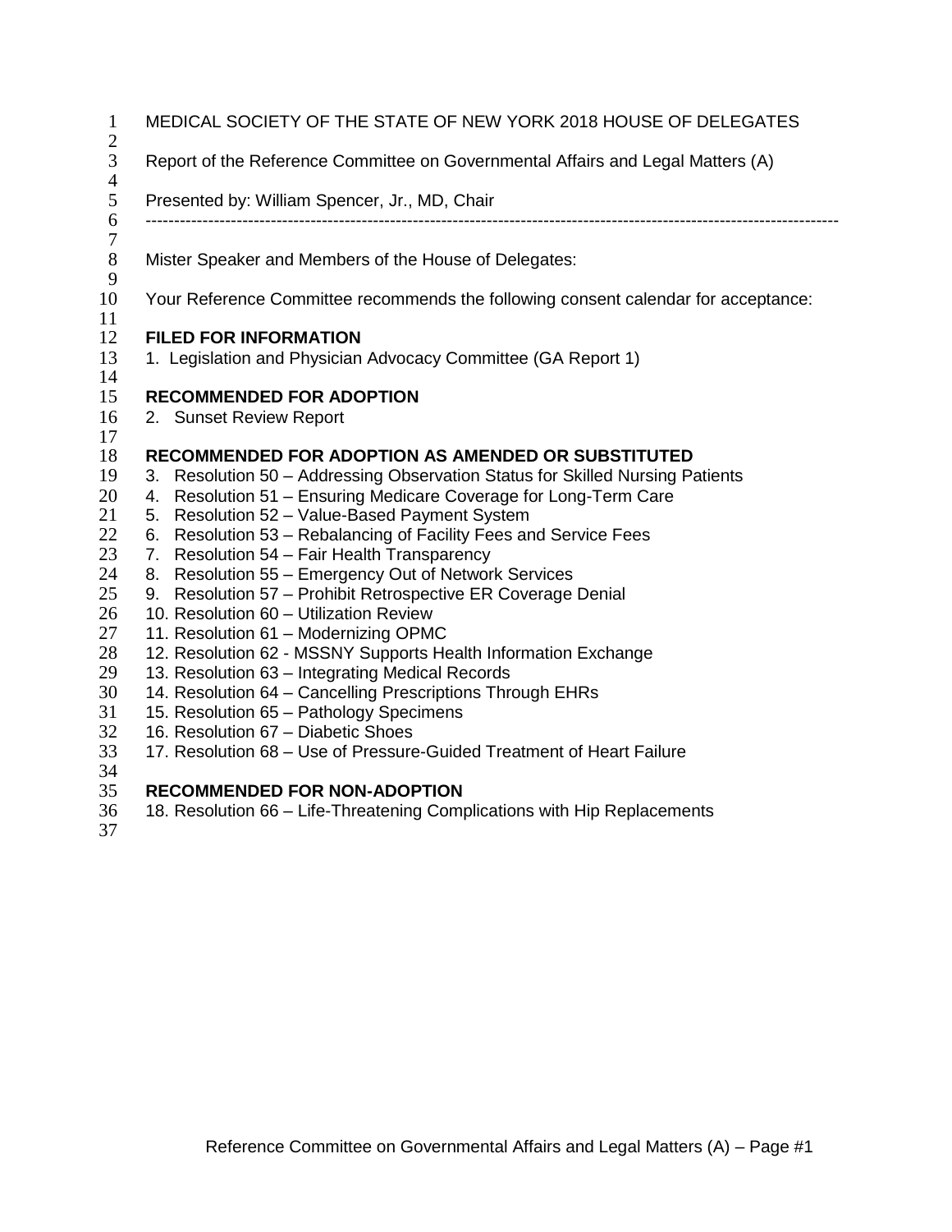MEDICAL SOCIETY OF THE STATE OF NEW YORK 2018 HOUSE OF DELEGATES

Report of the Reference Committee on Governmental Affairs and Legal Matters (A)

Presented by: William Spencer, Jr., MD, Chair

---

Mister Speaker and Members of the House of Delegates:

Your Reference Committee recommends the following consent calendar for acceptance:

**FILED FOR INFORMATION**

1. Legislation and Physician Advocacy Committee (GA Report 1)

**RECOMMENDED FOR ADOPTION**

2. Sunset Review Report

**RECOMMENDED FOR ADOPTION AS AMENDED OR SUBSTITUTED**

3. Resolution 50 – Addressing Observation Status for Skilled Nursing Patients
4. Resolution 51 – Ensuring Medicare Coverage for Long-Term Care
5. Resolution 52 – Value-Based Payment System
6. Resolution 53 – Rebalancing of Facility Fees and Service Fees
7. Resolution 54 – Fair Health Transparency
8. Resolution 55 – Emergency Out of Network Services
9. Resolution 57 – Prohibit Retrospective ER Coverage Denial
10. Resolution 60 – Utilization Review
11. Resolution 61 – Modernizing OPMC
12. Resolution 62 - MSSNY Supports Health Information Exchange
13. Resolution 63 – Integrating Medical Records
14. Resolution 64 – Cancelling Prescriptions Through EHRs
15. Resolution 65 – Pathology Specimens
16. Resolution 67 – Diabetic Shoes
17. Resolution 68 – Use of Pressure-Guided Treatment of Heart Failure

**RECOMMENDED FOR NON-ADOPTION**

18. Resolution 66 – Life-Threatening Complications with Hip Replacements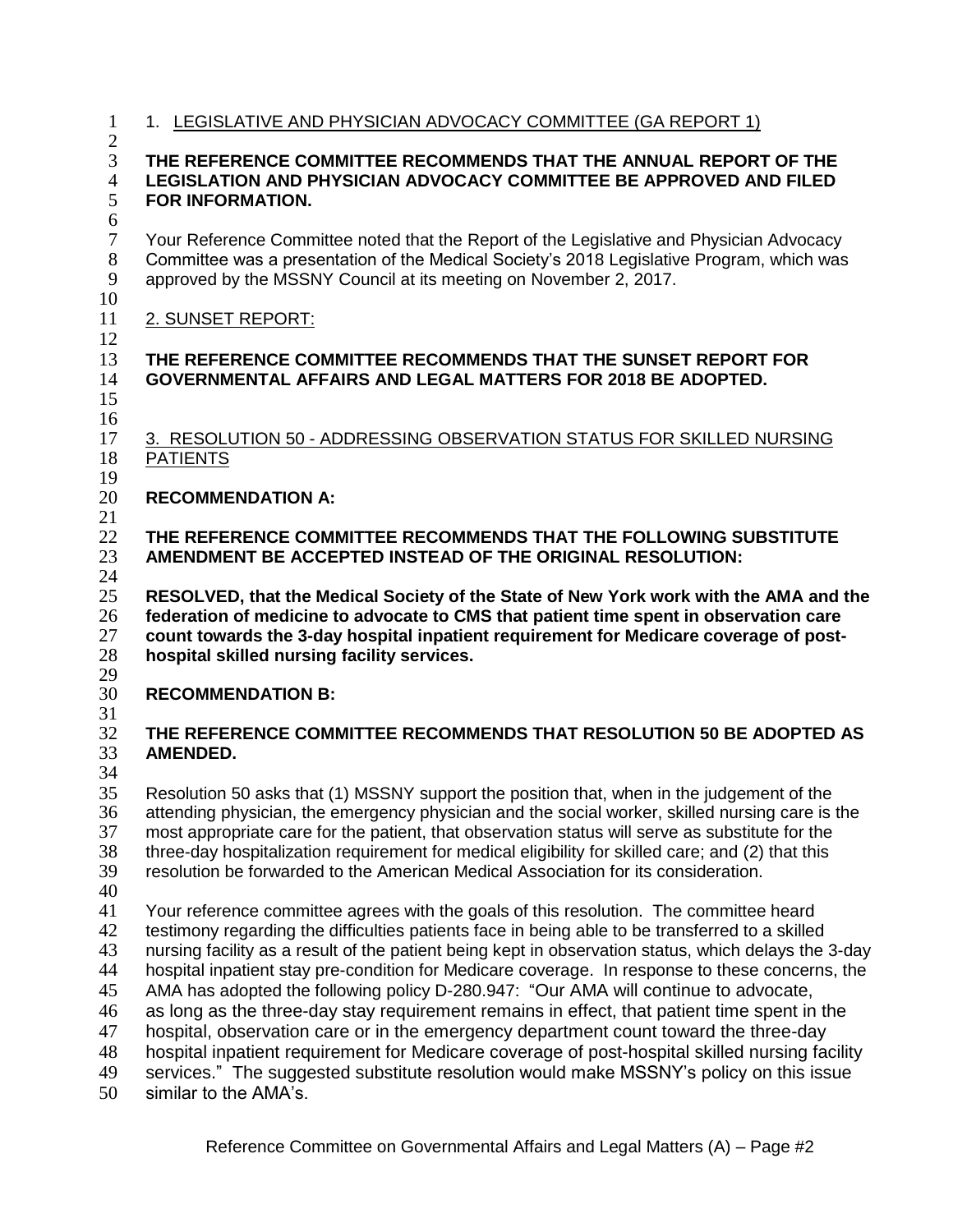1. LEGISLATIVE AND PHYSICIAN ADVOCACY COMMITTEE (GA REPORT 1)

**THE REFERENCE COMMITTEE RECOMMENDS THAT THE ANNUAL REPORT OF THE LEGISLATION AND PHYSICIAN ADVOCACY COMMITTEE BE APPROVED AND FILED FOR INFORMATION.**

Your Reference Committee noted that the Report of the Legislative and Physician Advocacy Committee was a presentation of the Medical Society's 2018 Legislative Program, which was approved by the MSSNY Council at its meeting on November 2, 2017.

2. SUNSET REPORT:

**THE REFERENCE COMMITTEE RECOMMENDS THAT THE SUNSET REPORT FOR GOVERNMENTAL AFFAIRS AND LEGAL MATTERS FOR 2018 BE ADOPTED.**

3. RESOLUTION 50 - ADDRESSING OBSERVATION STATUS FOR SKILLED NURSING PATIENTS

**RECOMMENDATION A:**

**THE REFERENCE COMMITTEE RECOMMENDS THAT THE FOLLOWING SUBSTITUTE AMENDMENT BE ACCEPTED INSTEAD OF THE ORIGINAL RESOLUTION:**

**RESOLVED, that the Medical Society of the State of New York work with the AMA and the federation of medicine to advocate to CMS that patient time spent in observation care count towards the 3-day hospital inpatient requirement for Medicare coverage of post-hospital skilled nursing facility services.**

**RECOMMENDATION B:**

**THE REFERENCE COMMITTEE RECOMMENDS THAT RESOLUTION 50 BE ADOPTED AS AMENDED.**

Resolution 50 asks that (1) MSSNY support the position that, when in the judgement of the attending physician, the emergency physician and the social worker, skilled nursing care is the most appropriate care for the patient, that observation status will serve as substitute for the three-day hospitalization requirement for medical eligibility for skilled care; and (2) that this resolution be forwarded to the American Medical Association for its consideration.

Your reference committee agrees with the goals of this resolution. The committee heard testimony regarding the difficulties patients face in being able to be transferred to a skilled nursing facility as a result of the patient being kept in observation status, which delays the 3-day hospital inpatient stay pre-condition for Medicare coverage. In response to these concerns, the AMA has adopted the following policy D-280.947: "Our AMA will continue to advocate, as long as the three-day stay requirement remains in effect, that patient time spent in the hospital, observation care or in the emergency department count toward the three-day hospital inpatient requirement for Medicare coverage of post-hospital skilled nursing facility services." The suggested substitute resolution would make MSSNY's policy on this issue similar to the AMA's.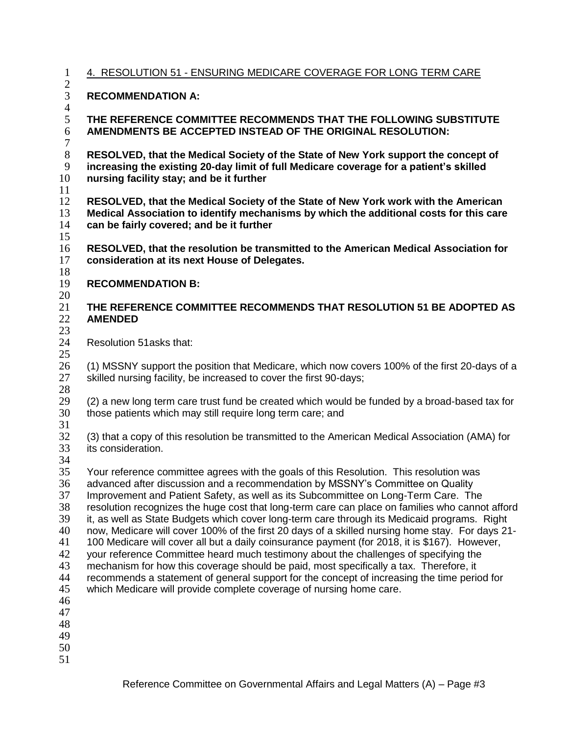4. RESOLUTION 51 - ENSURING MEDICARE COVERAGE FOR LONG TERM CARE

**RECOMMENDATION A:**

**THE REFERENCE COMMITTEE RECOMMENDS THAT THE FOLLOWING SUBSTITUTE AMENDMENTS BE ACCEPTED INSTEAD OF THE ORIGINAL RESOLUTION:**

**RESOLVED, that the Medical Society of the State of New York support the concept of increasing the existing 20-day limit of full Medicare coverage for a patient's skilled nursing facility stay; and be it further**

**RESOLVED, that the Medical Society of the State of New York work with the American Medical Association to identify mechanisms by which the additional costs for this care can be fairly covered; and be it further**

**RESOLVED, that the resolution be transmitted to the American Medical Association for consideration at its next House of Delegates.**

**RECOMMENDATION B:**

**THE REFERENCE COMMITTEE RECOMMENDS THAT RESOLUTION 51 BE ADOPTED AS AMENDED**

Resolution 51asks that:

(1) MSSNY support the position that Medicare, which now covers 100% of the first 20-days of a skilled nursing facility, be increased to cover the first 90-days;

(2) a new long term care trust fund be created which would be funded by a broad-based tax for those patients which may still require long term care; and

(3) that a copy of this resolution be transmitted to the American Medical Association (AMA) for its consideration.

Your reference committee agrees with the goals of this Resolution. This resolution was advanced after discussion and a recommendation by MSSNY's Committee on Quality Improvement and Patient Safety, as well as its Subcommittee on Long-Term Care. The resolution recognizes the huge cost that long-term care can place on families who cannot afford it, as well as State Budgets which cover long-term care through its Medicaid programs. Right now, Medicare will cover 100% of the first 20 days of a skilled nursing home stay. For days 21-100 Medicare will cover all but a daily coinsurance payment (for 2018, it is $167). However, your reference Committee heard much testimony about the challenges of specifying the mechanism for how this coverage should be paid, most specifically a tax. Therefore, it recommends a statement of general support for the concept of increasing the time period for which Medicare will provide complete coverage of nursing home care.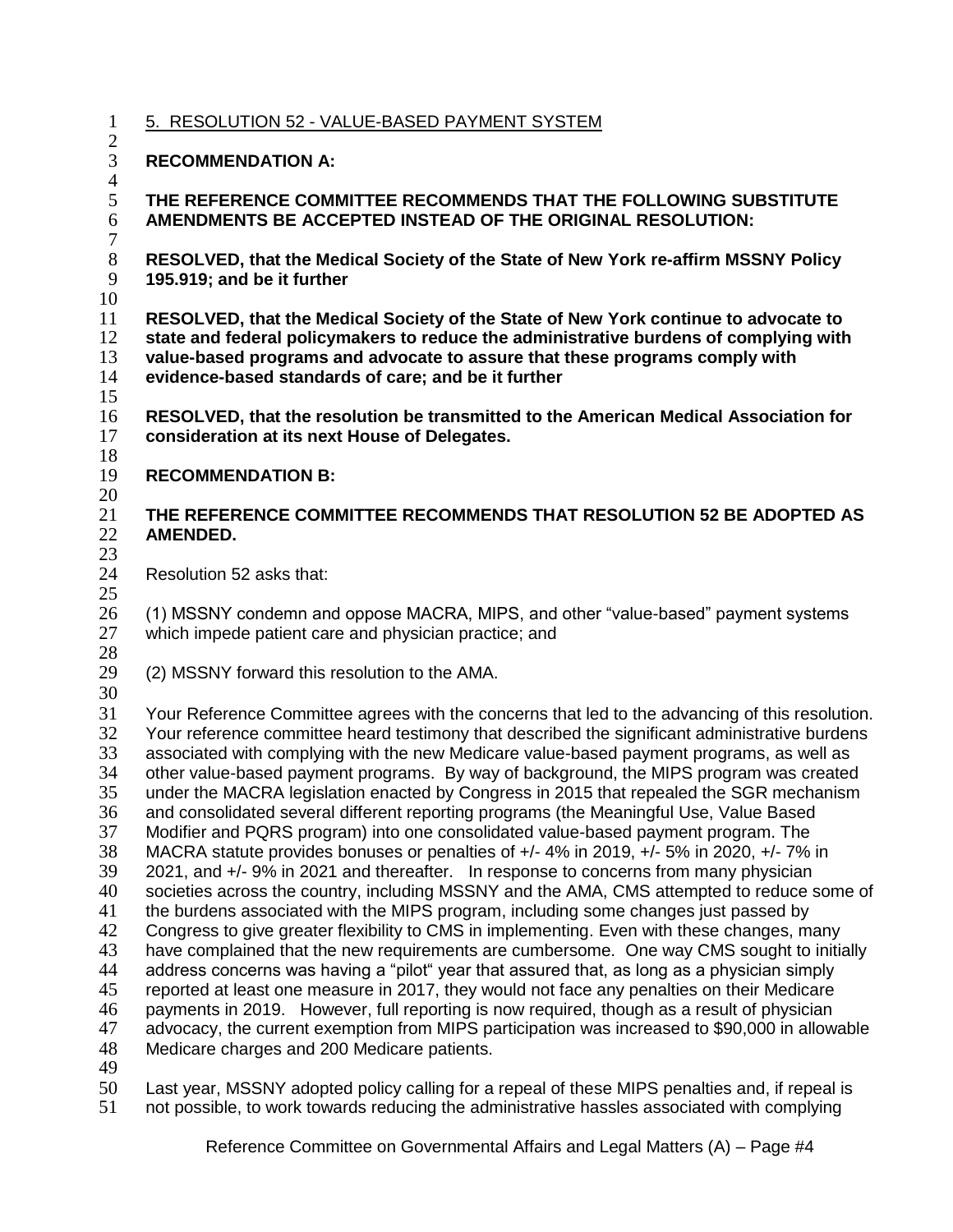5. RESOLUTION 52 - VALUE-BASED PAYMENT SYSTEM

**RECOMMENDATION A:**

**THE REFERENCE COMMITTEE RECOMMENDS THAT THE FOLLOWING SUBSTITUTE AMENDMENTS BE ACCEPTED INSTEAD OF THE ORIGINAL RESOLUTION:**

**RESOLVED, that the Medical Society of the State of New York re-affirm MSSNY Policy 195.919; and be it further**

**RESOLVED, that the Medical Society of the State of New York continue to advocate to state and federal policymakers to reduce the administrative burdens of complying with value-based programs and advocate to assure that these programs comply with evidence-based standards of care; and be it further**

**RESOLVED, that the resolution be transmitted to the American Medical Association for consideration at its next House of Delegates.**

**RECOMMENDATION B:**

**THE REFERENCE COMMITTEE RECOMMENDS THAT RESOLUTION 52 BE ADOPTED AS AMENDED.**

Resolution 52 asks that:

(1) MSSNY condemn and oppose MACRA, MIPS, and other "value-based" payment systems which impede patient care and physician practice; and

(2) MSSNY forward this resolution to the AMA.

Your Reference Committee agrees with the concerns that led to the advancing of this resolution. Your reference committee heard testimony that described the significant administrative burdens associated with complying with the new Medicare value-based payment programs, as well as other value-based payment programs. By way of background, the MIPS program was created under the MACRA legislation enacted by Congress in 2015 that repealed the SGR mechanism and consolidated several different reporting programs (the Meaningful Use, Value Based Modifier and PQRS program) into one consolidated value-based payment program. The MACRA statute provides bonuses or penalties of +/- 4% in 2019, +/- 5% in 2020, +/- 7% in 2021, and +/- 9% in 2021 and thereafter. In response to concerns from many physician societies across the country, including MSSNY and the AMA, CMS attempted to reduce some of the burdens associated with the MIPS program, including some changes just passed by Congress to give greater flexibility to CMS in implementing. Even with these changes, many have complained that the new requirements are cumbersome. One way CMS sought to initially address concerns was having a "pilot" year that assured that, as long as a physician simply reported at least one measure in 2017, they would not face any penalties on their Medicare payments in 2019. However, full reporting is now required, though as a result of physician advocacy, the current exemption from MIPS participation was increased to $90,000 in allowable Medicare charges and 200 Medicare patients.

Last year, MSSNY adopted policy calling for a repeal of these MIPS penalties and, if repeal is not possible, to work towards reducing the administrative hassles associated with complying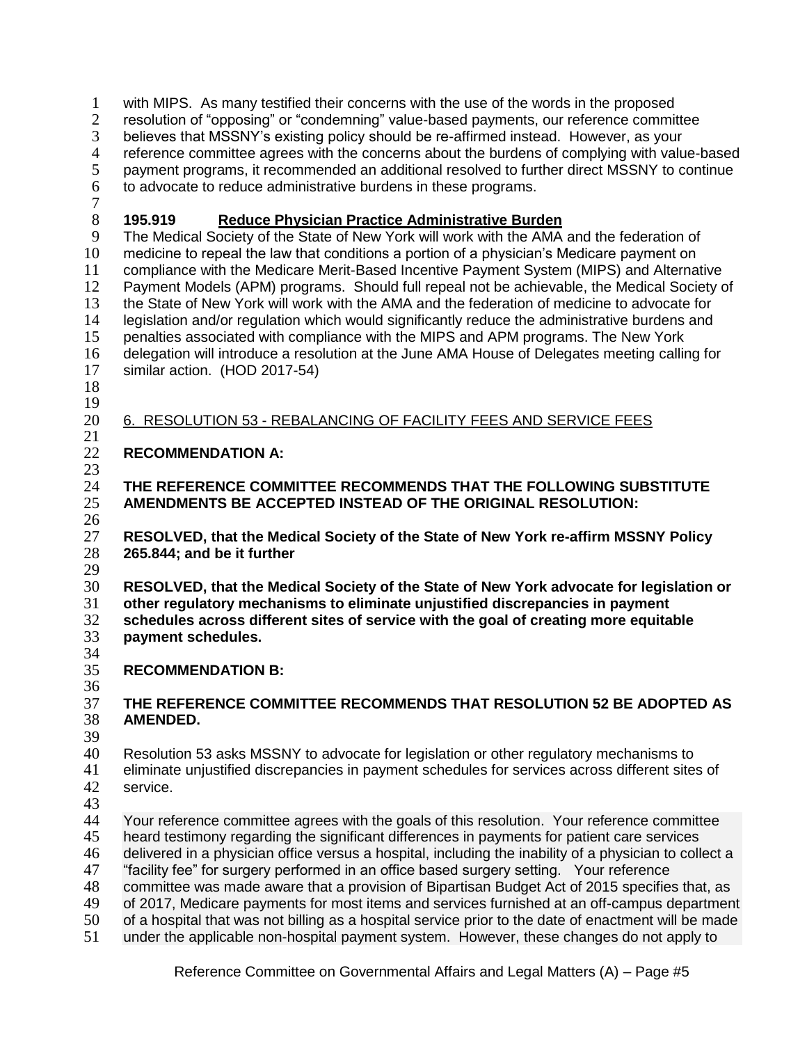with MIPS. As many testified their concerns with the use of the words in the proposed resolution of "opposing" or "condemning" value-based payments, our reference committee believes that MSSNY's existing policy should be re-affirmed instead. However, as your reference committee agrees with the concerns about the burdens of complying with value-based payment programs, it recommended an additional resolved to further direct MSSNY to continue to advocate to reduce administrative burdens in these programs.

**195.919 <u>Reduce Physician Practice Administrative Burden</u>**
The Medical Society of the State of New York will work with the AMA and the federation of medicine to repeal the law that conditions a portion of a physician's Medicare payment on compliance with the Medicare Merit-Based Incentive Payment System (MIPS) and Alternative Payment Models (APM) programs. Should full repeal not be achievable, the Medical Society of the State of New York will work with the AMA and the federation of medicine to advocate for legislation and/or regulation which would significantly reduce the administrative burdens and penalties associated with compliance with the MIPS and APM programs. The New York delegation will introduce a resolution at the June AMA House of Delegates meeting calling for similar action. (HOD 2017-54)

<u>6. RESOLUTION 53 - REBALANCING OF FACILITY FEES AND SERVICE FEES</u>

**RECOMMENDATION A:**

**THE REFERENCE COMMITTEE RECOMMENDS THAT THE FOLLOWING SUBSTITUTE AMENDMENTS BE ACCEPTED INSTEAD OF THE ORIGINAL RESOLUTION:**

**RESOLVED, that the Medical Society of the State of New York re-affirm MSSNY Policy 265.844; and be it further**

**RESOLVED, that the Medical Society of the State of New York advocate for legislation or other regulatory mechanisms to eliminate unjustified discrepancies in payment schedules across different sites of service with the goal of creating more equitable payment schedules.**

**RECOMMENDATION B:**

**THE REFERENCE COMMITTEE RECOMMENDS THAT RESOLUTION 52 BE ADOPTED AS AMENDED.**

Resolution 53 asks MSSNY to advocate for legislation or other regulatory mechanisms to eliminate unjustified discrepancies in payment schedules for services across different sites of service.

Your reference committee agrees with the goals of this resolution. Your reference committee heard testimony regarding the significant differences in payments for patient care services delivered in a physician office versus a hospital, including the inability of a physician to collect a "facility fee" for surgery performed in an office based surgery setting. Your reference committee was made aware that a provision of Bipartisan Budget Act of 2015 specifies that, as of 2017, Medicare payments for most items and services furnished at an off-campus department of a hospital that was not billing as a hospital service prior to the date of enactment will be made under the applicable non-hospital payment system. However, these changes do not apply to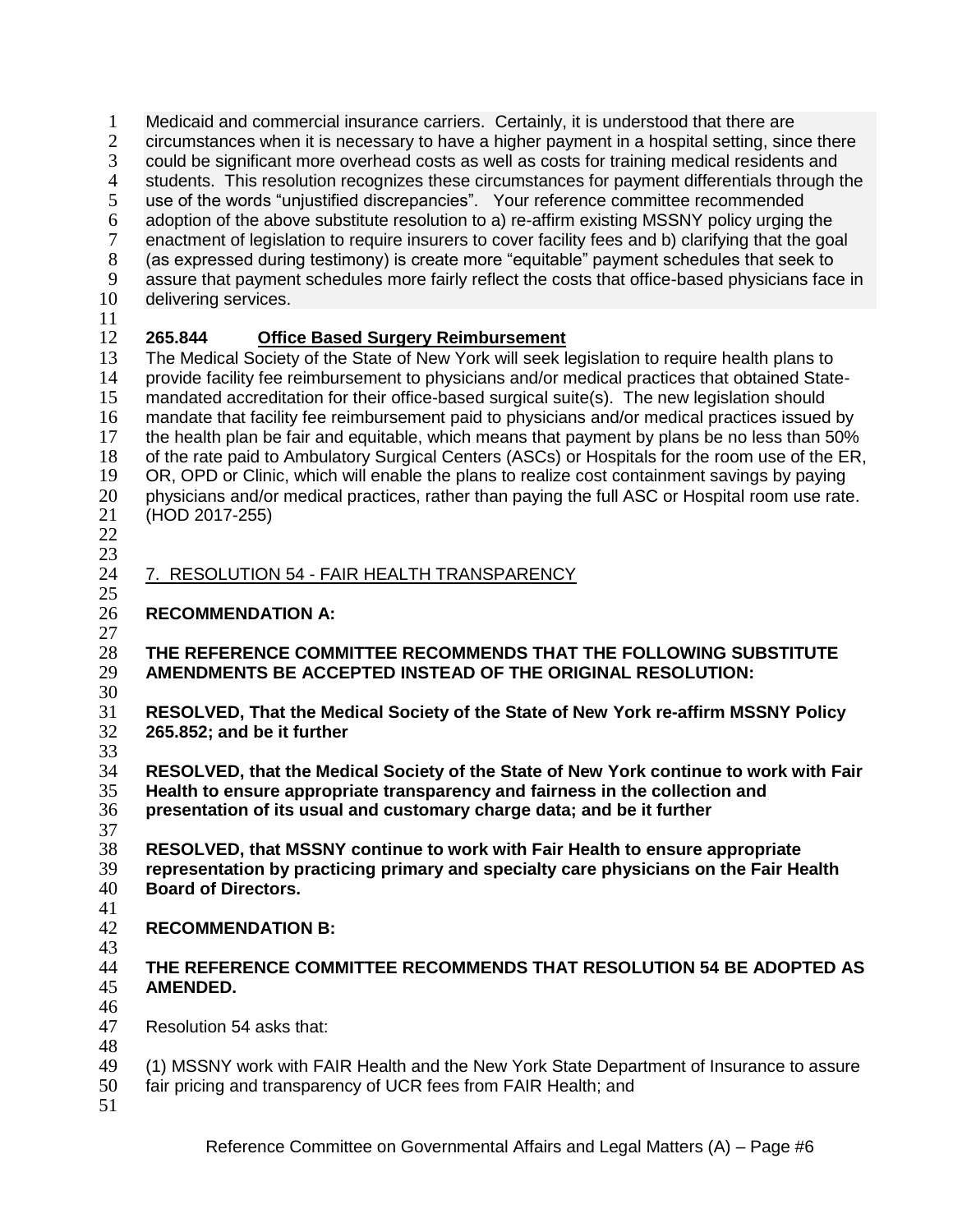Medicaid and commercial insurance carriers. Certainly, it is understood that there are circumstances when it is necessary to have a higher payment in a hospital setting, since there could be significant more overhead costs as well as costs for training medical residents and students. This resolution recognizes these circumstances for payment differentials through the use of the words "unjustified discrepancies". Your reference committee recommended adoption of the above substitute resolution to a) re-affirm existing MSSNY policy urging the enactment of legislation to require insurers to cover facility fees and b) clarifying that the goal (as expressed during testimony) is create more "equitable" payment schedules that seek to assure that payment schedules more fairly reflect the costs that office-based physicians face in delivering services.

**265.844 Office Based Surgery Reimbursement**

The Medical Society of the State of New York will seek legislation to require health plans to provide facility fee reimbursement to physicians and/or medical practices that obtained State-mandated accreditation for their office-based surgical suite(s). The new legislation should mandate that facility fee reimbursement paid to physicians and/or medical practices issued by the health plan be fair and equitable, which means that payment by plans be no less than 50% of the rate paid to Ambulatory Surgical Centers (ASCs) or Hospitals for the room use of the ER, OR, OPD or Clinic, which will enable the plans to realize cost containment savings by paying physicians and/or medical practices, rather than paying the full ASC or Hospital room use rate. (HOD 2017-255)

7. RESOLUTION 54 - FAIR HEALTH TRANSPARENCY

**RECOMMENDATION A:**

**THE REFERENCE COMMITTEE RECOMMENDS THAT THE FOLLOWING SUBSTITUTE AMENDMENTS BE ACCEPTED INSTEAD OF THE ORIGINAL RESOLUTION:**

**RESOLVED, That the Medical Society of the State of New York re-affirm MSSNY Policy 265.852; and be it further**

**RESOLVED, that the Medical Society of the State of New York continue to work with Fair Health to ensure appropriate transparency and fairness in the collection and presentation of its usual and customary charge data; and be it further**

**RESOLVED, that MSSNY continue to work with Fair Health to ensure appropriate representation by practicing primary and specialty care physicians on the Fair Health Board of Directors.**

**RECOMMENDATION B:**

**THE REFERENCE COMMITTEE RECOMMENDS THAT RESOLUTION 54 BE ADOPTED AS AMENDED.**

Resolution 54 asks that:

(1) MSSNY work with FAIR Health and the New York State Department of Insurance to assure fair pricing and transparency of UCR fees from FAIR Health; and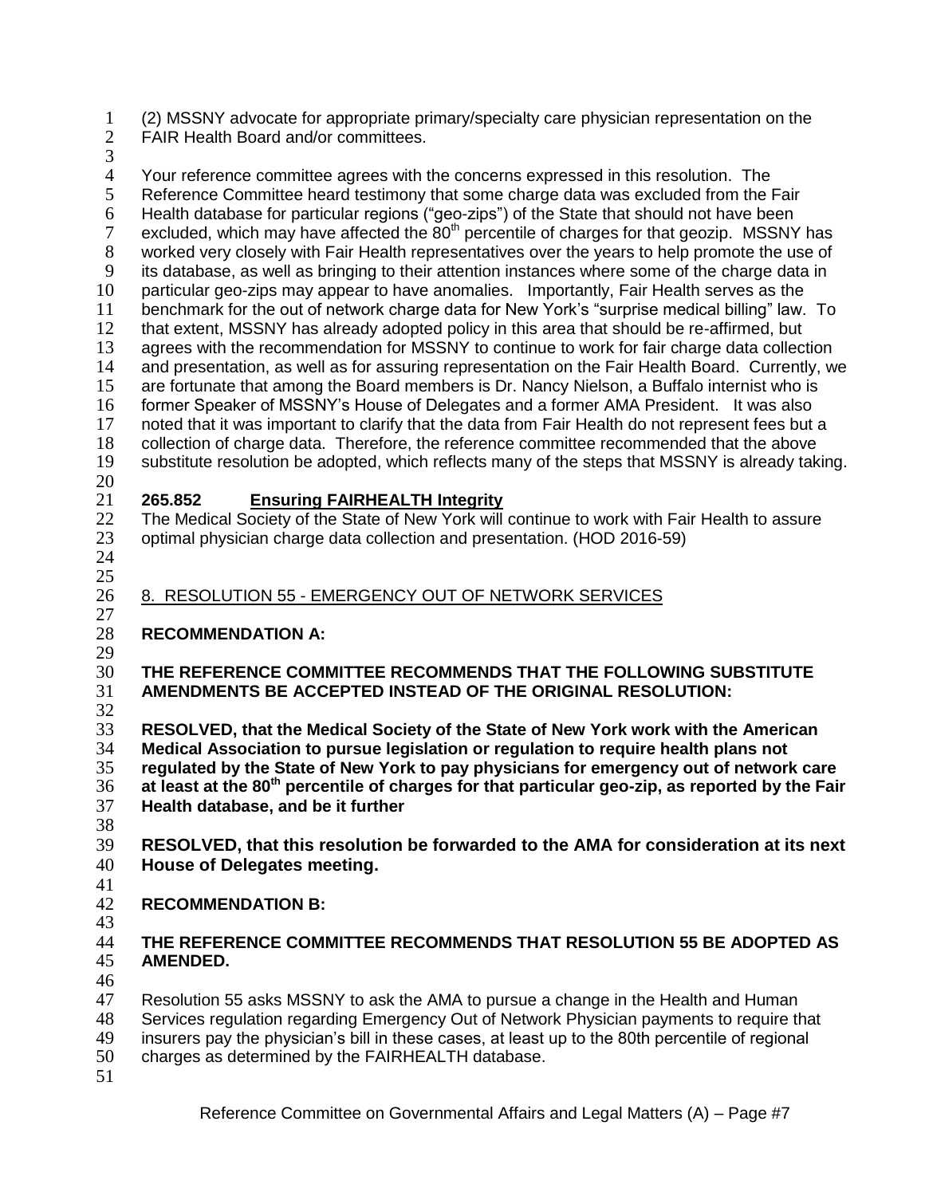(2) MSSNY advocate for appropriate primary/specialty care physician representation on the FAIR Health Board and/or committees.

Your reference committee agrees with the concerns expressed in this resolution. The Reference Committee heard testimony that some charge data was excluded from the Fair Health database for particular regions ("geo-zips") of the State that should not have been excluded, which may have affected the 80th percentile of charges for that geozip. MSSNY has worked very closely with Fair Health representatives over the years to help promote the use of its database, as well as bringing to their attention instances where some of the charge data in particular geo-zips may appear to have anomalies. Importantly, Fair Health serves as the benchmark for the out of network charge data for New York's "surprise medical billing" law. To that extent, MSSNY has already adopted policy in this area that should be re-affirmed, but agrees with the recommendation for MSSNY to continue to work for fair charge data collection and presentation, as well as for assuring representation on the Fair Health Board. Currently, we are fortunate that among the Board members is Dr. Nancy Nielson, a Buffalo internist who is former Speaker of MSSNY's House of Delegates and a former AMA President. It was also noted that it was important to clarify that the data from Fair Health do not represent fees but a collection of charge data. Therefore, the reference committee recommended that the above substitute resolution be adopted, which reflects many of the steps that MSSNY is already taking.

**265.852 Ensuring FAIRHEALTH Integrity**

The Medical Society of the State of New York will continue to work with Fair Health to assure optimal physician charge data collection and presentation. (HOD 2016-59)

8. RESOLUTION 55 - EMERGENCY OUT OF NETWORK SERVICES

**RECOMMENDATION A:**

**THE REFERENCE COMMITTEE RECOMMENDS THAT THE FOLLOWING SUBSTITUTE AMENDMENTS BE ACCEPTED INSTEAD OF THE ORIGINAL RESOLUTION:**

**RESOLVED, that the Medical Society of the State of New York work with the American Medical Association to pursue legislation or regulation to require health plans not regulated by the State of New York to pay physicians for emergency out of network care at least at the 80th percentile of charges for that particular geo-zip, as reported by the Fair Health database, and be it further**

**RESOLVED, that this resolution be forwarded to the AMA for consideration at its next House of Delegates meeting.**

**RECOMMENDATION B:**

**THE REFERENCE COMMITTEE RECOMMENDS THAT RESOLUTION 55 BE ADOPTED AS AMENDED.**

Resolution 55 asks MSSNY to ask the AMA to pursue a change in the Health and Human Services regulation regarding Emergency Out of Network Physician payments to require that insurers pay the physician's bill in these cases, at least up to the 80th percentile of regional charges as determined by the FAIRHEALTH database.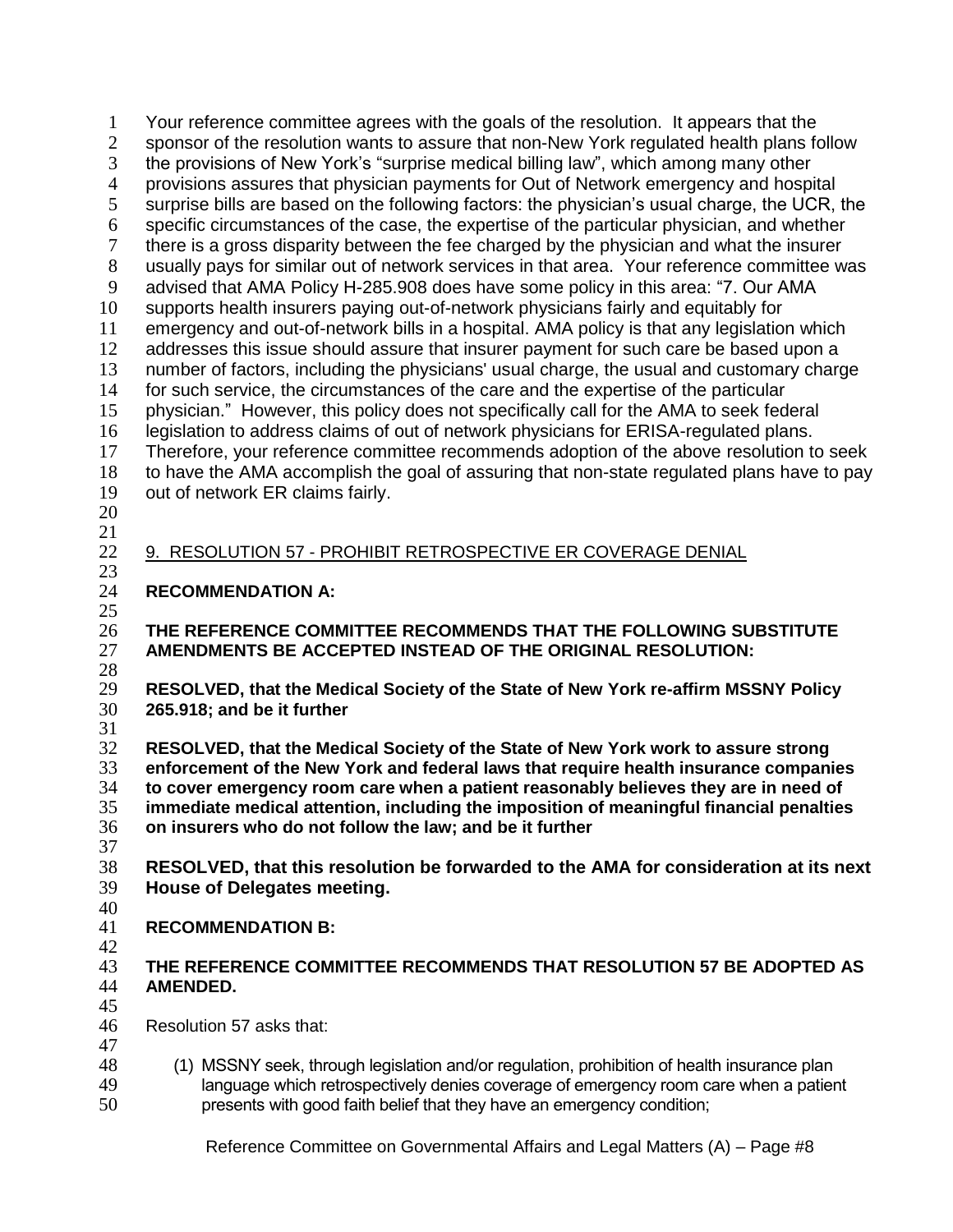Your reference committee agrees with the goals of the resolution. It appears that the sponsor of the resolution wants to assure that non-New York regulated health plans follow the provisions of New York's "surprise medical billing law", which among many other provisions assures that physician payments for Out of Network emergency and hospital surprise bills are based on the following factors: the physician's usual charge, the UCR, the specific circumstances of the case, the expertise of the particular physician, and whether there is a gross disparity between the fee charged by the physician and what the insurer usually pays for similar out of network services in that area. Your reference committee was advised that AMA Policy H-285.908 does have some policy in this area: "7. Our AMA supports health insurers paying out-of-network physicians fairly and equitably for emergency and out-of-network bills in a hospital. AMA policy is that any legislation which addresses this issue should assure that insurer payment for such care be based upon a number of factors, including the physicians' usual charge, the usual and customary charge for such service, the circumstances of the care and the expertise of the particular physician." However, this policy does not specifically call for the AMA to seek federal legislation to address claims of out of network physicians for ERISA-regulated plans. Therefore, your reference committee recommends adoption of the above resolution to seek to have the AMA accomplish the goal of assuring that non-state regulated plans have to pay out of network ER claims fairly.

## 9. RESOLUTION 57 - PROHIBIT RETROSPECTIVE ER COVERAGE DENIAL

**RECOMMENDATION A:**

**THE REFERENCE COMMITTEE RECOMMENDS THAT THE FOLLOWING SUBSTITUTE AMENDMENTS BE ACCEPTED INSTEAD OF THE ORIGINAL RESOLUTION:**

**RESOLVED, that the Medical Society of the State of New York re-affirm MSSNY Policy 265.918; and be it further**

**RESOLVED, that the Medical Society of the State of New York work to assure strong enforcement of the New York and federal laws that require health insurance companies to cover emergency room care when a patient reasonably believes they are in need of immediate medical attention, including the imposition of meaningful financial penalties on insurers who do not follow the law; and be it further**

**RESOLVED, that this resolution be forwarded to the AMA for consideration at its next House of Delegates meeting.**

**RECOMMENDATION B:**

**THE REFERENCE COMMITTEE RECOMMENDS THAT RESOLUTION 57 BE ADOPTED AS AMENDED.**

Resolution 57 asks that:

(1) MSSNY seek, through legislation and/or regulation, prohibition of health insurance plan language which retrospectively denies coverage of emergency room care when a patient presents with good faith belief that they have an emergency condition;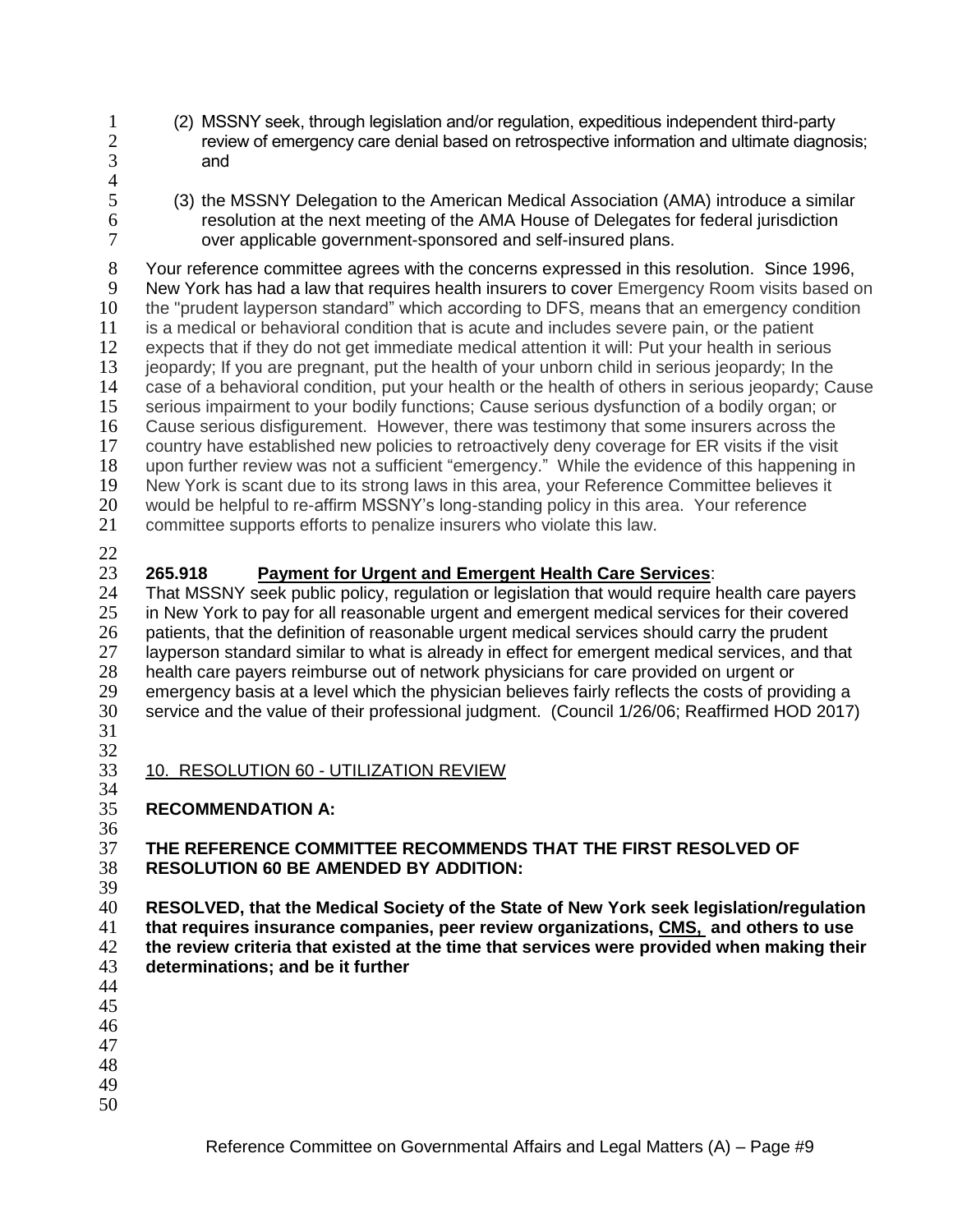(2) MSSNY seek, through legislation and/or regulation, expeditious independent third-party review of emergency care denial based on retrospective information and ultimate diagnosis; and

(3) the MSSNY Delegation to the American Medical Association (AMA) introduce a similar resolution at the next meeting of the AMA House of Delegates for federal jurisdiction over applicable government-sponsored and self-insured plans.

Your reference committee agrees with the concerns expressed in this resolution. Since 1996, New York has had a law that requires health insurers to cover Emergency Room visits based on the "prudent layperson standard" which according to DFS, means that an emergency condition is a medical or behavioral condition that is acute and includes severe pain, or the patient expects that if they do not get immediate medical attention it will: Put your health in serious jeopardy; If you are pregnant, put the health of your unborn child in serious jeopardy; In the case of a behavioral condition, put your health or the health of others in serious jeopardy; Cause serious impairment to your bodily functions; Cause serious dysfunction of a bodily organ; or Cause serious disfigurement. However, there was testimony that some insurers across the country have established new policies to retroactively deny coverage for ER visits if the visit upon further review was not a sufficient "emergency." While the evidence of this happening in New York is scant due to its strong laws in this area, your Reference Committee believes it would be helpful to re-affirm MSSNY's long-standing policy in this area. Your reference committee supports efforts to penalize insurers who violate this law.

**265.918 <u>Payment for Urgent and Emergent Health Care Services</u>**:
That MSSNY seek public policy, regulation or legislation that would require health care payers in New York to pay for all reasonable urgent and emergent medical services for their covered patients, that the definition of reasonable urgent medical services should carry the prudent layperson standard similar to what is already in effect for emergent medical services, and that health care payers reimburse out of network physicians for care provided on urgent or emergency basis at a level which the physician believes fairly reflects the costs of providing a service and the value of their professional judgment. (Council 1/26/06; Reaffirmed HOD 2017)

<u>10. RESOLUTION 60 - UTILIZATION REVIEW</u>

**RECOMMENDATION A:**

**THE REFERENCE COMMITTEE RECOMMENDS THAT THE FIRST RESOLVED OF RESOLUTION 60 BE AMENDED BY ADDITION:**

**RESOLVED, that the Medical Society of the State of New York seek legislation/regulation that requires insurance companies, peer review organizations, <u>CMS,</u> and others to use the review criteria that existed at the time that services were provided when making their determinations; and be it further**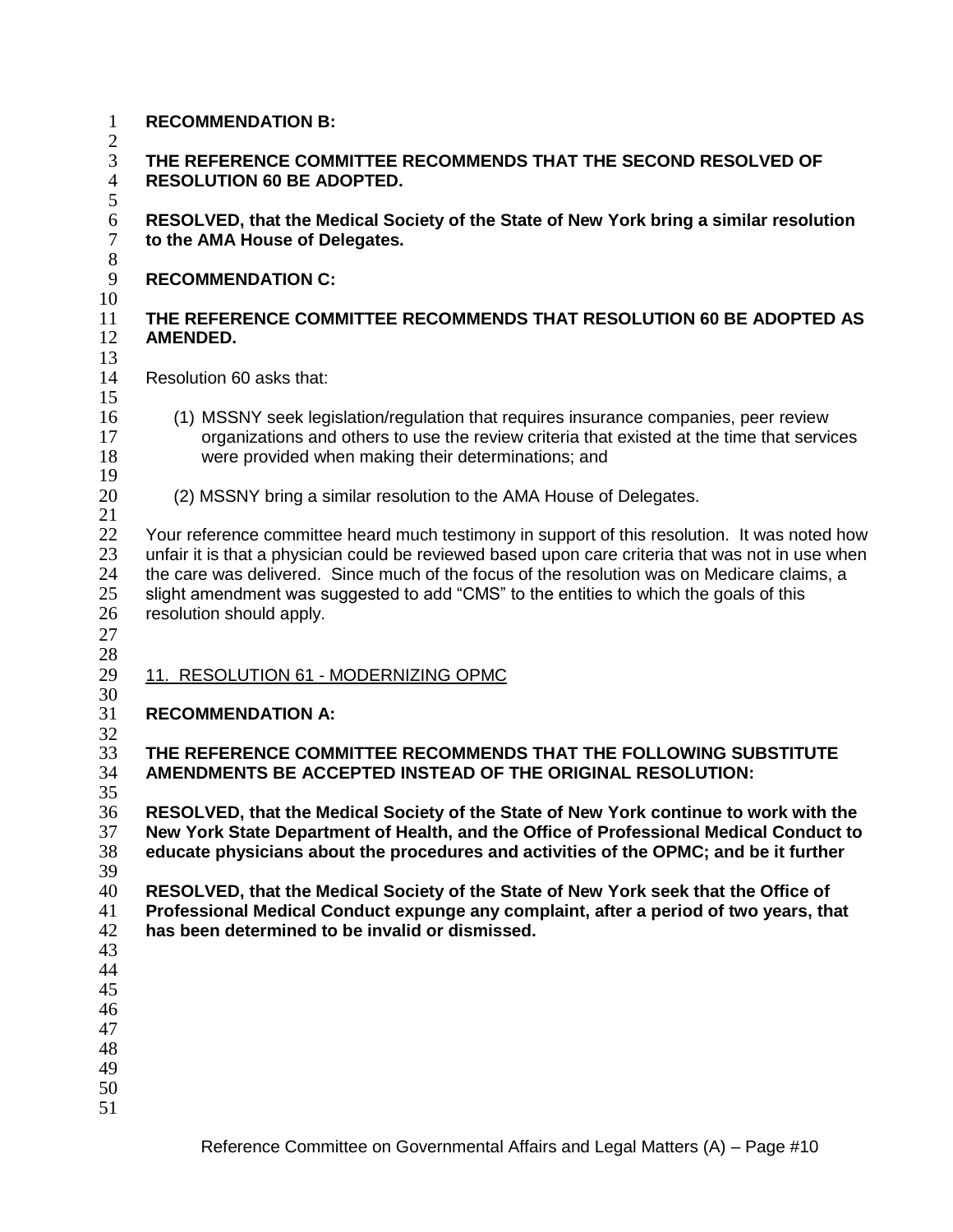**RECOMMENDATION B:**

**THE REFERENCE COMMITTEE RECOMMENDS THAT THE SECOND RESOLVED OF RESOLUTION 60 BE ADOPTED.**

**RESOLVED, that the Medical Society of the State of New York bring a similar resolution to the AMA House of Delegates.**

**RECOMMENDATION C:**

**THE REFERENCE COMMITTEE RECOMMENDS THAT RESOLUTION 60 BE ADOPTED AS AMENDED.**

Resolution 60 asks that:

(1) MSSNY seek legislation/regulation that requires insurance companies, peer review organizations and others to use the review criteria that existed at the time that services were provided when making their determinations; and

(2) MSSNY bring a similar resolution to the AMA House of Delegates.

Your reference committee heard much testimony in support of this resolution. It was noted how unfair it is that a physician could be reviewed based upon care criteria that was not in use when the care was delivered. Since much of the focus of the resolution was on Medicare claims, a slight amendment was suggested to add "CMS" to the entities to which the goals of this resolution should apply.

<u>11. RESOLUTION 61 - MODERNIZING OPMC</u>

**RECOMMENDATION A:**

**THE REFERENCE COMMITTEE RECOMMENDS THAT THE FOLLOWING SUBSTITUTE AMENDMENTS BE ACCEPTED INSTEAD OF THE ORIGINAL RESOLUTION:**

**RESOLVED, that the Medical Society of the State of New York continue to work with the New York State Department of Health, and the Office of Professional Medical Conduct to educate physicians about the procedures and activities of the OPMC; and be it further**

**RESOLVED, that the Medical Society of the State of New York seek that the Office of Professional Medical Conduct expunge any complaint, after a period of two years, that has been determined to be invalid or dismissed.**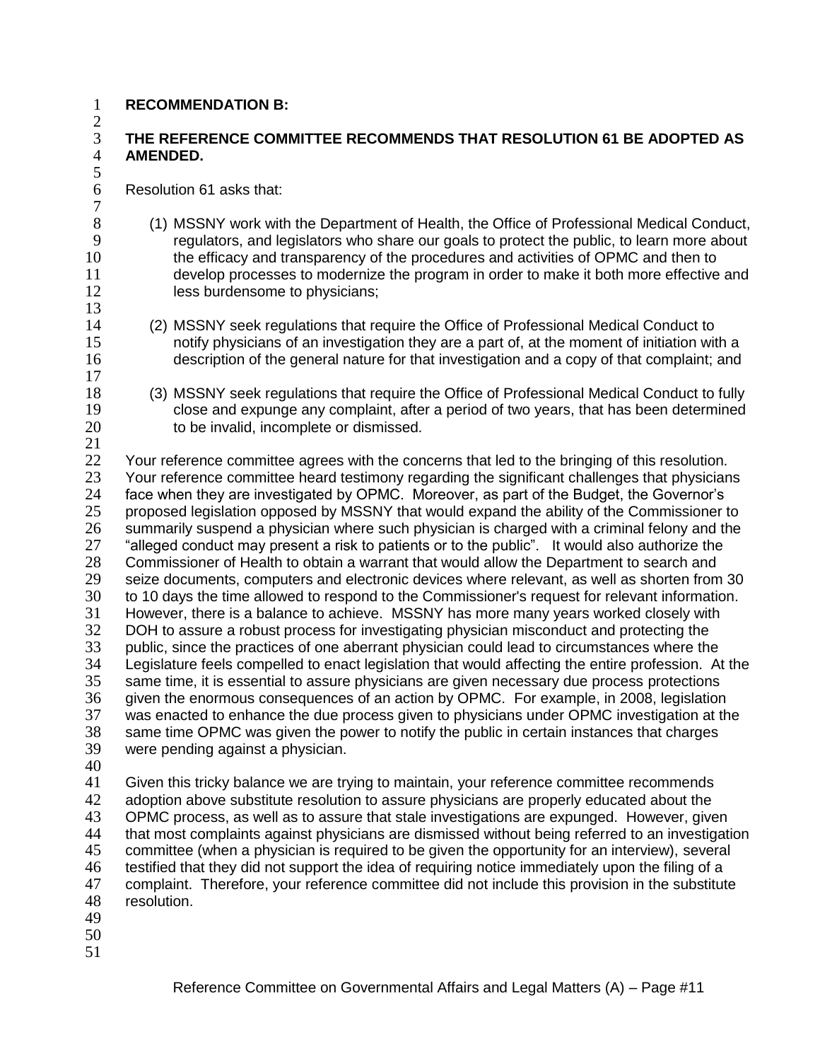**RECOMMENDATION B:**

**THE REFERENCE COMMITTEE RECOMMENDS THAT RESOLUTION 61 BE ADOPTED AS AMENDED.**

Resolution 61 asks that:

(1) MSSNY work with the Department of Health, the Office of Professional Medical Conduct, regulators, and legislators who share our goals to protect the public, to learn more about the efficacy and transparency of the procedures and activities of OPMC and then to develop processes to modernize the program in order to make it both more effective and less burdensome to physicians;

(2) MSSNY seek regulations that require the Office of Professional Medical Conduct to notify physicians of an investigation they are a part of, at the moment of initiation with a description of the general nature for that investigation and a copy of that complaint; and

(3) MSSNY seek regulations that require the Office of Professional Medical Conduct to fully close and expunge any complaint, after a period of two years, that has been determined to be invalid, incomplete or dismissed.

Your reference committee agrees with the concerns that led to the bringing of this resolution. Your reference committee heard testimony regarding the significant challenges that physicians face when they are investigated by OPMC. Moreover, as part of the Budget, the Governor's proposed legislation opposed by MSSNY that would expand the ability of the Commissioner to summarily suspend a physician where such physician is charged with a criminal felony and the "alleged conduct may present a risk to patients or to the public". It would also authorize the Commissioner of Health to obtain a warrant that would allow the Department to search and seize documents, computers and electronic devices where relevant, as well as shorten from 30 to 10 days the time allowed to respond to the Commissioner's request for relevant information. However, there is a balance to achieve. MSSNY has more many years worked closely with DOH to assure a robust process for investigating physician misconduct and protecting the public, since the practices of one aberrant physician could lead to circumstances where the Legislature feels compelled to enact legislation that would affecting the entire profession. At the same time, it is essential to assure physicians are given necessary due process protections given the enormous consequences of an action by OPMC. For example, in 2008, legislation was enacted to enhance the due process given to physicians under OPMC investigation at the same time OPMC was given the power to notify the public in certain instances that charges were pending against a physician.

Given this tricky balance we are trying to maintain, your reference committee recommends adoption above substitute resolution to assure physicians are properly educated about the OPMC process, as well as to assure that stale investigations are expunged. However, given that most complaints against physicians are dismissed without being referred to an investigation committee (when a physician is required to be given the opportunity for an interview), several testified that they did not support the idea of requiring notice immediately upon the filing of a complaint. Therefore, your reference committee did not include this provision in the substitute resolution.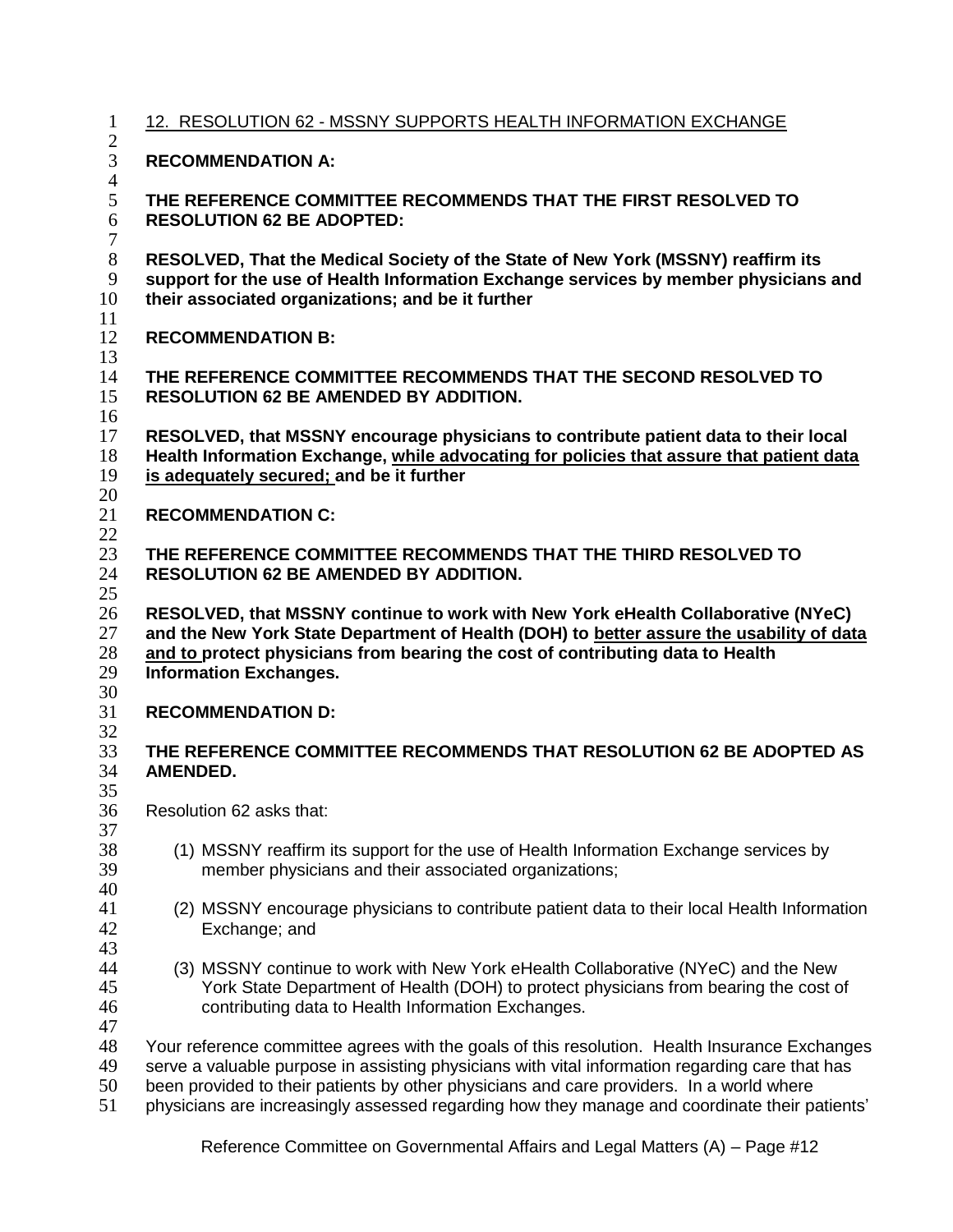12. RESOLUTION 62 - MSSNY SUPPORTS HEALTH INFORMATION EXCHANGE

**RECOMMENDATION A:**

**THE REFERENCE COMMITTEE RECOMMENDS THAT THE FIRST RESOLVED TO RESOLUTION 62 BE ADOPTED:**

**RESOLVED, That the Medical Society of the State of New York (MSSNY) reaffirm its support for the use of Health Information Exchange services by member physicians and their associated organizations; and be it further**

**RECOMMENDATION B:**

**THE REFERENCE COMMITTEE RECOMMENDS THAT THE SECOND RESOLVED TO RESOLUTION 62 BE AMENDED BY ADDITION.**

**RESOLVED, that MSSNY encourage physicians to contribute patient data to their local Health Information Exchange, <u>while advocating for policies that assure that patient data is adequately secured;</u> and be it further**

**RECOMMENDATION C:**

**THE REFERENCE COMMITTEE RECOMMENDS THAT THE THIRD RESOLVED TO RESOLUTION 62 BE AMENDED BY ADDITION.**

**RESOLVED, that MSSNY continue to work with New York eHealth Collaborative (NYeC) and the New York State Department of Health (DOH) to <u>better assure the usability of data and to</u> protect physicians from bearing the cost of contributing data to Health Information Exchanges.**

**RECOMMENDATION D:**

**THE REFERENCE COMMITTEE RECOMMENDS THAT RESOLUTION 62 BE ADOPTED AS AMENDED.**

Resolution 62 asks that:

(1) MSSNY reaffirm its support for the use of Health Information Exchange services by member physicians and their associated organizations;

(2) MSSNY encourage physicians to contribute patient data to their local Health Information Exchange; and

(3) MSSNY continue to work with New York eHealth Collaborative (NYeC) and the New York State Department of Health (DOH) to protect physicians from bearing the cost of contributing data to Health Information Exchanges.

Your reference committee agrees with the goals of this resolution. Health Insurance Exchanges serve a valuable purpose in assisting physicians with vital information regarding care that has been provided to their patients by other physicians and care providers. In a world where physicians are increasingly assessed regarding how they manage and coordinate their patients'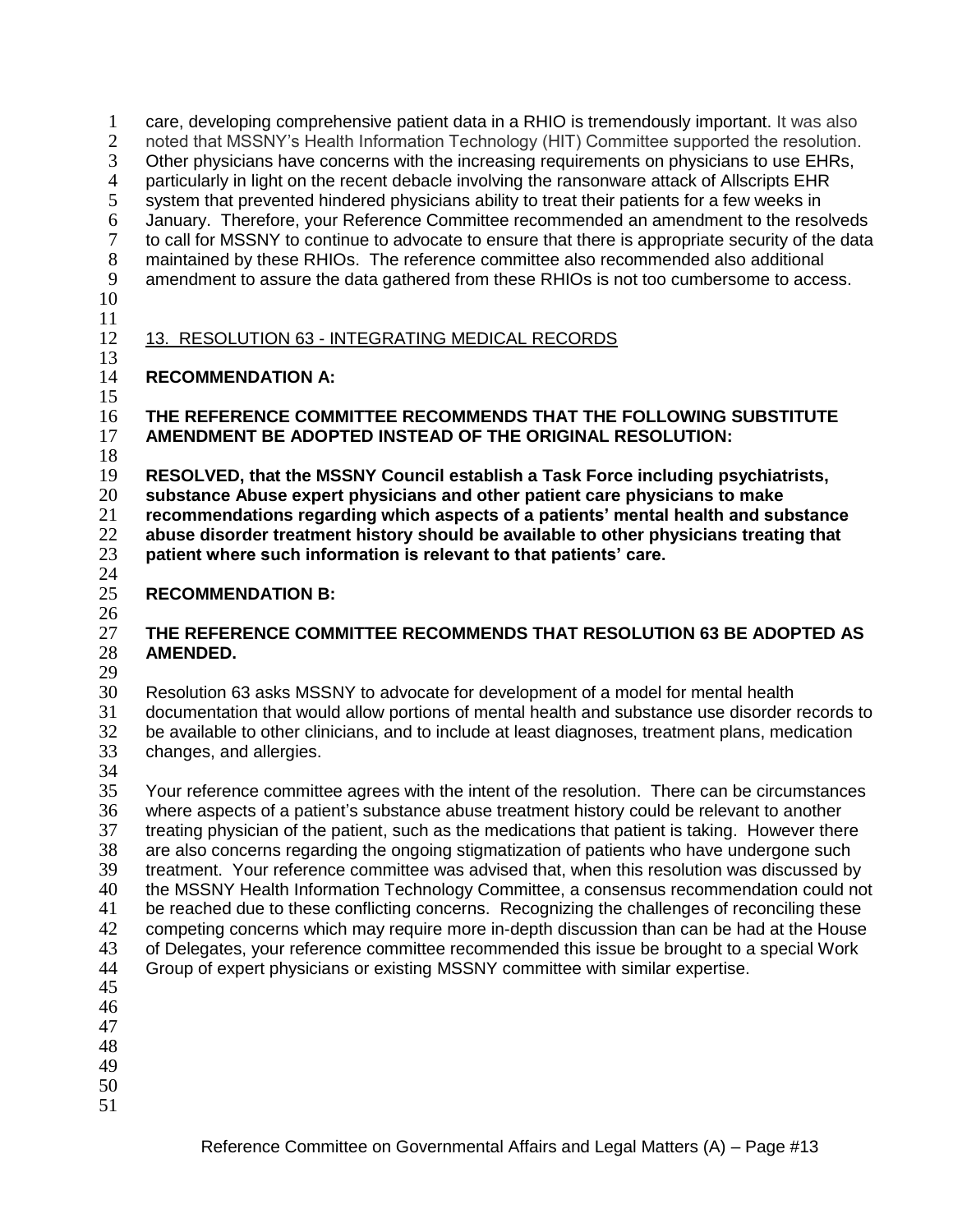care, developing comprehensive patient data in a RHIO is tremendously important. It was also noted that MSSNY's Health Information Technology (HIT) Committee supported the resolution. Other physicians have concerns with the increasing requirements on physicians to use EHRs, particularly in light on the recent debacle involving the ransonware attack of Allscripts EHR system that prevented hindered physicians ability to treat their patients for a few weeks in January. Therefore, your Reference Committee recommended an amendment to the resolveds to call for MSSNY to continue to advocate to ensure that there is appropriate security of the data maintained by these RHIOs. The reference committee also recommended also additional amendment to assure the data gathered from these RHIOs is not too cumbersome to access.

13. RESOLUTION 63 - INTEGRATING MEDICAL RECORDS

**RECOMMENDATION A:**

**THE REFERENCE COMMITTEE RECOMMENDS THAT THE FOLLOWING SUBSTITUTE AMENDMENT BE ADOPTED INSTEAD OF THE ORIGINAL RESOLUTION:**

**RESOLVED, that the MSSNY Council establish a Task Force including psychiatrists, substance Abuse expert physicians and other patient care physicians to make recommendations regarding which aspects of a patients' mental health and substance abuse disorder treatment history should be available to other physicians treating that patient where such information is relevant to that patients' care.**

**RECOMMENDATION B:**

**THE REFERENCE COMMITTEE RECOMMENDS THAT RESOLUTION 63 BE ADOPTED AS AMENDED.**

Resolution 63 asks MSSNY to advocate for development of a model for mental health documentation that would allow portions of mental health and substance use disorder records to be available to other clinicians, and to include at least diagnoses, treatment plans, medication changes, and allergies.

Your reference committee agrees with the intent of the resolution. There can be circumstances where aspects of a patient's substance abuse treatment history could be relevant to another treating physician of the patient, such as the medications that patient is taking. However there are also concerns regarding the ongoing stigmatization of patients who have undergone such treatment. Your reference committee was advised that, when this resolution was discussed by the MSSNY Health Information Technology Committee, a consensus recommendation could not be reached due to these conflicting concerns. Recognizing the challenges of reconciling these competing concerns which may require more in-depth discussion than can be had at the House of Delegates, your reference committee recommended this issue be brought to a special Work Group of expert physicians or existing MSSNY committee with similar expertise.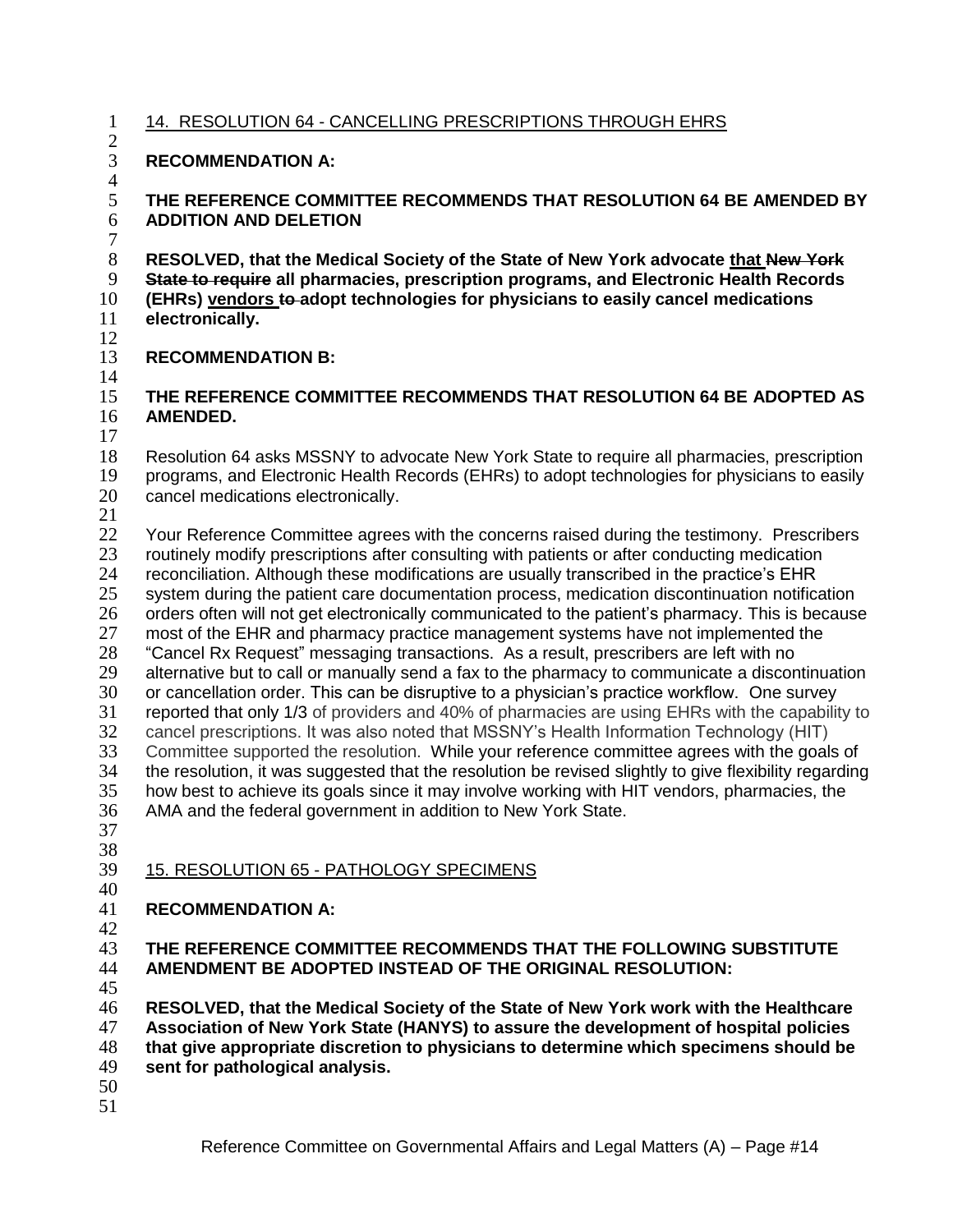14. RESOLUTION 64 - CANCELLING PRESCRIPTIONS THROUGH EHRS

**RECOMMENDATION A:**

**THE REFERENCE COMMITTEE RECOMMENDS THAT RESOLUTION 64 BE AMENDED BY ADDITION AND DELETION**

**RESOLVED, that the Medical Society of the State of New York advocate <u>that</u> ~~New York State to require~~ all pharmacies, prescription programs, and Electronic Health Records (EHRs) <u>vendors</u> ~~to~~ adopt technologies for physicians to easily cancel medications electronically.**

**RECOMMENDATION B:**

**THE REFERENCE COMMITTEE RECOMMENDS THAT RESOLUTION 64 BE ADOPTED AS AMENDED.**

Resolution 64 asks MSSNY to advocate New York State to require all pharmacies, prescription programs, and Electronic Health Records (EHRs) to adopt technologies for physicians to easily cancel medications electronically.

Your Reference Committee agrees with the concerns raised during the testimony. Prescribers routinely modify prescriptions after consulting with patients or after conducting medication reconciliation. Although these modifications are usually transcribed in the practice's EHR system during the patient care documentation process, medication discontinuation notification orders often will not get electronically communicated to the patient's pharmacy. This is because most of the EHR and pharmacy practice management systems have not implemented the "Cancel Rx Request" messaging transactions. As a result, prescribers are left with no alternative but to call or manually send a fax to the pharmacy to communicate a discontinuation or cancellation order. This can be disruptive to a physician's practice workflow. One survey reported that only 1/3 of providers and 40% of pharmacies are using EHRs with the capability to cancel prescriptions. It was also noted that MSSNY's Health Information Technology (HIT) Committee supported the resolution. While your reference committee agrees with the goals of the resolution, it was suggested that the resolution be revised slightly to give flexibility regarding how best to achieve its goals since it may involve working with HIT vendors, pharmacies, the AMA and the federal government in addition to New York State.

15. RESOLUTION 65 - PATHOLOGY SPECIMENS

**RECOMMENDATION A:**

**THE REFERENCE COMMITTEE RECOMMENDS THAT THE FOLLOWING SUBSTITUTE AMENDMENT BE ADOPTED INSTEAD OF THE ORIGINAL RESOLUTION:**

**RESOLVED, that the Medical Society of the State of New York work with the Healthcare Association of New York State (HANYS) to assure the development of hospital policies that give appropriate discretion to physicians to determine which specimens should be sent for pathological analysis.**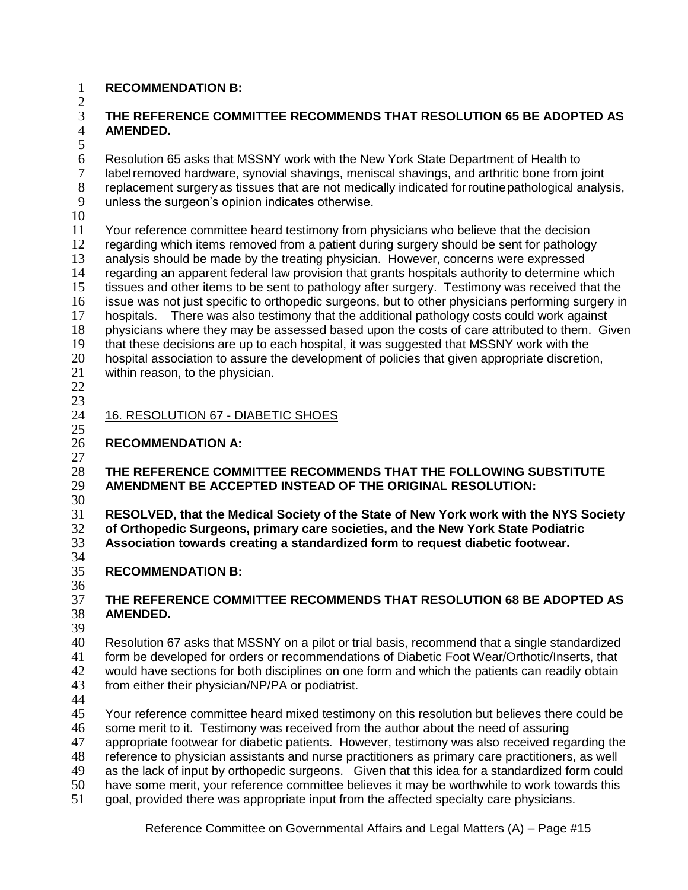**RECOMMENDATION B:**

**THE REFERENCE COMMITTEE RECOMMENDS THAT RESOLUTION 65 BE ADOPTED AS AMENDED.**

Resolution 65 asks that MSSNY work with the New York State Department of Health to label removed hardware, synovial shavings, meniscal shavings, and arthritic bone from joint replacement surgery as tissues that are not medically indicated for routine pathological analysis, unless the surgeon's opinion indicates otherwise.

Your reference committee heard testimony from physicians who believe that the decision regarding which items removed from a patient during surgery should be sent for pathology analysis should be made by the treating physician. However, concerns were expressed regarding an apparent federal law provision that grants hospitals authority to determine which tissues and other items to be sent to pathology after surgery. Testimony was received that the issue was not just specific to orthopedic surgeons, but to other physicians performing surgery in hospitals. There was also testimony that the additional pathology costs could work against physicians where they may be assessed based upon the costs of care attributed to them. Given that these decisions are up to each hospital, it was suggested that MSSNY work with the hospital association to assure the development of policies that given appropriate discretion, within reason, to the physician.

16. RESOLUTION 67 - DIABETIC SHOES

**RECOMMENDATION A:**

**THE REFERENCE COMMITTEE RECOMMENDS THAT THE FOLLOWING SUBSTITUTE AMENDMENT BE ACCEPTED INSTEAD OF THE ORIGINAL RESOLUTION:**

**RESOLVED, that the Medical Society of the State of New York work with the NYS Society of Orthopedic Surgeons, primary care societies, and the New York State Podiatric Association towards creating a standardized form to request diabetic footwear.**

**RECOMMENDATION B:**

**THE REFERENCE COMMITTEE RECOMMENDS THAT RESOLUTION 68 BE ADOPTED AS AMENDED.**

Resolution 67 asks that MSSNY on a pilot or trial basis, recommend that a single standardized form be developed for orders or recommendations of Diabetic Foot Wear/Orthotic/Inserts, that would have sections for both disciplines on one form and which the patients can readily obtain from either their physician/NP/PA or podiatrist.

Your reference committee heard mixed testimony on this resolution but believes there could be some merit to it. Testimony was received from the author about the need of assuring appropriate footwear for diabetic patients. However, testimony was also received regarding the reference to physician assistants and nurse practitioners as primary care practitioners, as well as the lack of input by orthopedic surgeons. Given that this idea for a standardized form could have some merit, your reference committee believes it may be worthwhile to work towards this goal, provided there was appropriate input from the affected specialty care physicians.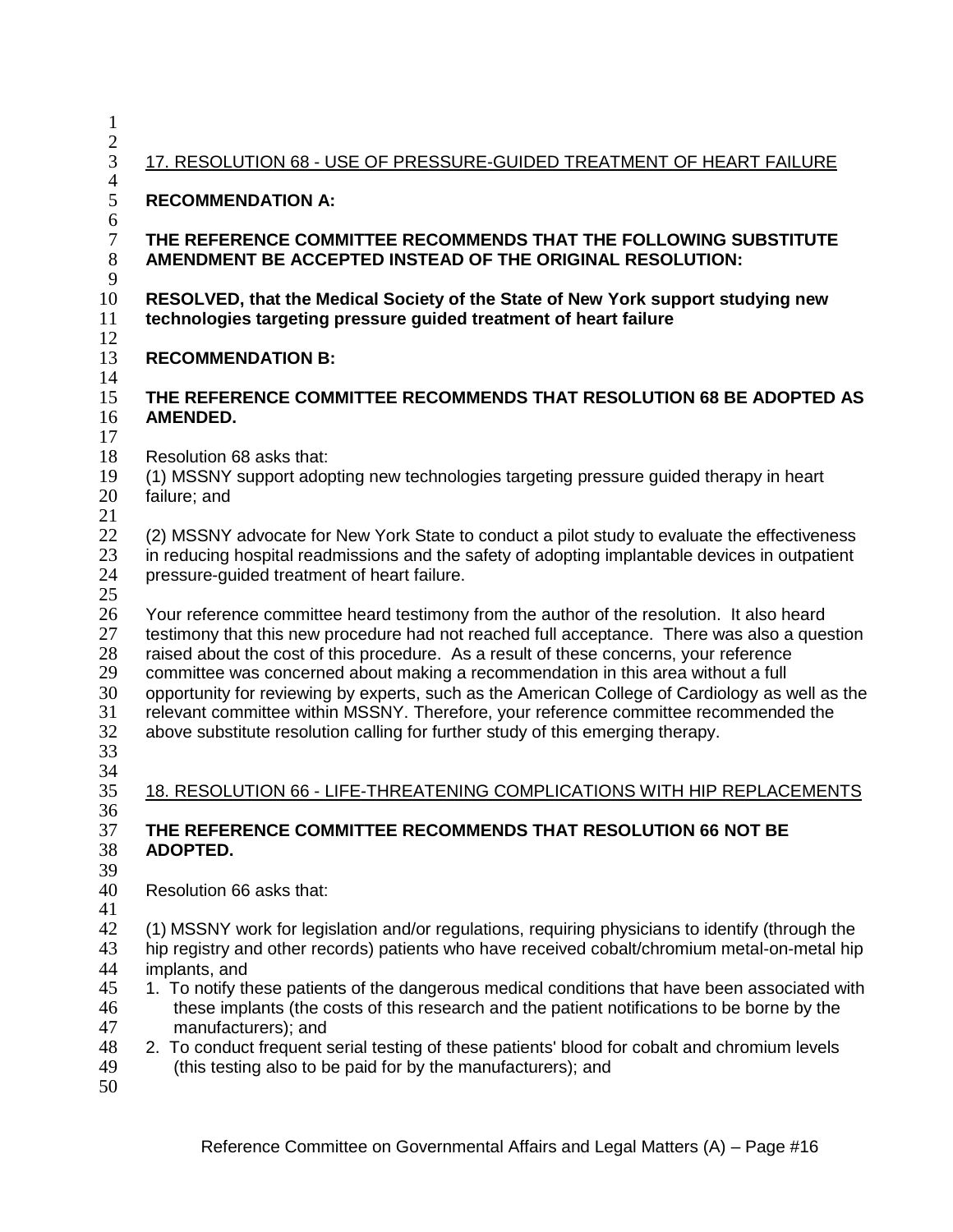## 17. RESOLUTION 68 - USE OF PRESSURE-GUIDED TREATMENT OF HEART FAILURE

**RECOMMENDATION A:**

**THE REFERENCE COMMITTEE RECOMMENDS THAT THE FOLLOWING SUBSTITUTE AMENDMENT BE ACCEPTED INSTEAD OF THE ORIGINAL RESOLUTION:**

**RESOLVED, that the Medical Society of the State of New York support studying new technologies targeting pressure guided treatment of heart failure**

**RECOMMENDATION B:**

**THE REFERENCE COMMITTEE RECOMMENDS THAT RESOLUTION 68 BE ADOPTED AS AMENDED.**

Resolution 68 asks that:
(1) MSSNY support adopting new technologies targeting pressure guided therapy in heart failure; and

(2) MSSNY advocate for New York State to conduct a pilot study to evaluate the effectiveness in reducing hospital readmissions and the safety of adopting implantable devices in outpatient pressure-guided treatment of heart failure.

Your reference committee heard testimony from the author of the resolution. It also heard testimony that this new procedure had not reached full acceptance. There was also a question raised about the cost of this procedure. As a result of these concerns, your reference committee was concerned about making a recommendation in this area without a full opportunity for reviewing by experts, such as the American College of Cardiology as well as the relevant committee within MSSNY. Therefore, your reference committee recommended the above substitute resolution calling for further study of this emerging therapy.

## 18. RESOLUTION 66 - LIFE-THREATENING COMPLICATIONS WITH HIP REPLACEMENTS

**THE REFERENCE COMMITTEE RECOMMENDS THAT RESOLUTION 66 NOT BE ADOPTED.**

Resolution 66 asks that:

(1) MSSNY work for legislation and/or regulations, requiring physicians to identify (through the hip registry and other records) patients who have received cobalt/chromium metal-on-metal hip implants, and

1. To notify these patients of the dangerous medical conditions that have been associated with these implants (the costs of this research and the patient notifications to be borne by the manufacturers); and
2. To conduct frequent serial testing of these patients' blood for cobalt and chromium levels (this testing also to be paid for by the manufacturers); and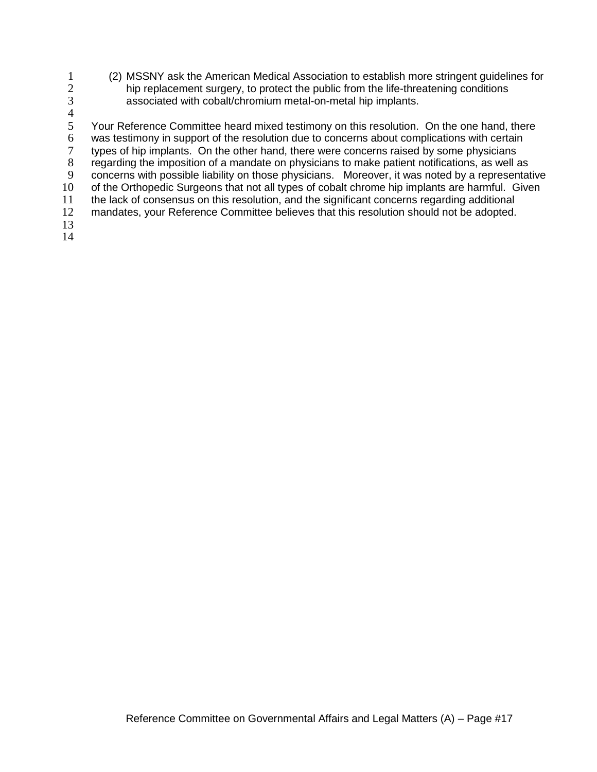(2) MSSNY ask the American Medical Association to establish more stringent guidelines for hip replacement surgery, to protect the public from the life-threatening conditions associated with cobalt/chromium metal-on-metal hip implants.

Your Reference Committee heard mixed testimony on this resolution. On the one hand, there was testimony in support of the resolution due to concerns about complications with certain types of hip implants. On the other hand, there were concerns raised by some physicians regarding the imposition of a mandate on physicians to make patient notifications, as well as concerns with possible liability on those physicians. Moreover, it was noted by a representative of the Orthopedic Surgeons that not all types of cobalt chrome hip implants are harmful. Given the lack of consensus on this resolution, and the significant concerns regarding additional mandates, your Reference Committee believes that this resolution should not be adopted.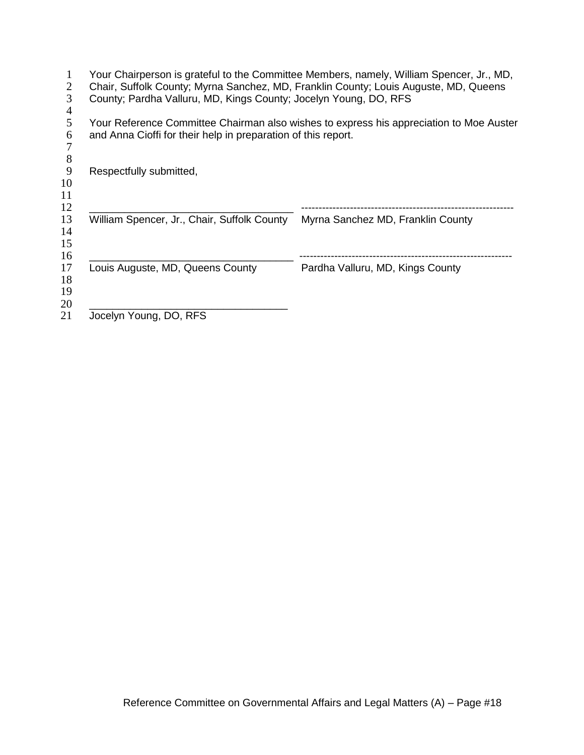Your Chairperson is grateful to the Committee Members, namely, William Spencer, Jr., MD, Chair, Suffolk County; Myrna Sanchez, MD, Franklin County; Louis Auguste, MD, Queens County; Pardha Valluru, MD, Kings County; Jocelyn Young, DO, RFS

Your Reference Committee Chairman also wishes to express his appreciation to Moe Auster and Anna Cioffi for their help in preparation of this report.

Respectfully submitted,

| | |
|---|---|
| ___________________________________ | ----------------------------------------------------------- |
| William Spencer, Jr., Chair, Suffolk County | Myrna Sanchez MD, Franklin County |
| ___________________________________ | ----------------------------------------------------------- |
| Louis Auguste, MD, Queens County | Pardha Valluru, MD, Kings County |
| ___________________________________ | |
| Jocelyn Young, DO, RFS | |